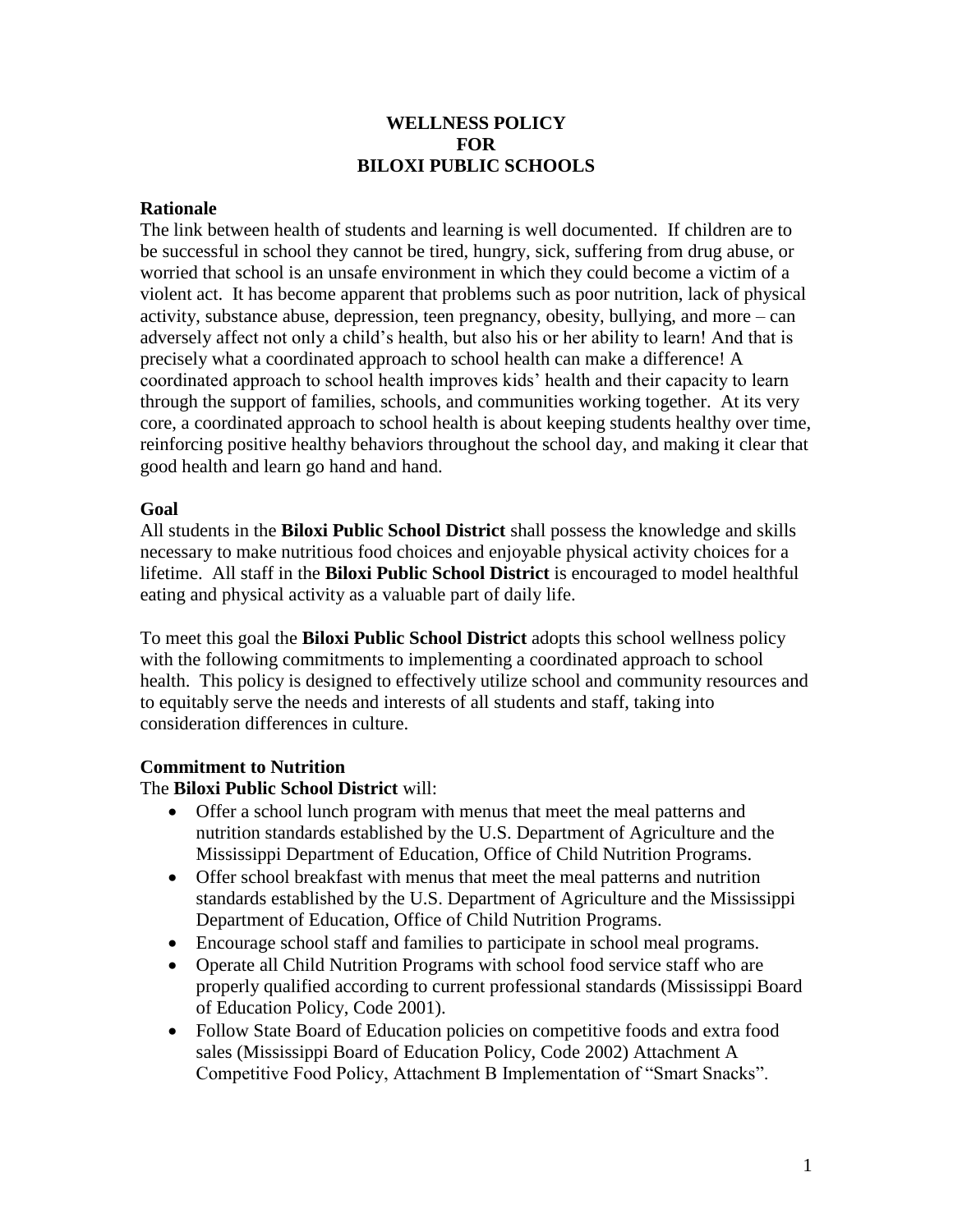# WELLNESS POLICY
# FOR
# BILOXI PUBLIC SCHOOLS

**Rationale**

The link between health of students and learning is well documented. If children are to be successful in school they cannot be tired, hungry, sick, suffering from drug abuse, or worried that school is an unsafe environment in which they could become a victim of a violent act. It has become apparent that problems such as poor nutrition, lack of physical activity, substance abuse, depression, teen pregnancy, obesity, bullying, and more – can adversely affect not only a child's health, but also his or her ability to learn! And that is precisely what a coordinated approach to school health can make a difference! A coordinated approach to school health improves kids' health and their capacity to learn through the support of families, schools, and communities working together. At its very core, a coordinated approach to school health is about keeping students healthy over time, reinforcing positive healthy behaviors throughout the school day, and making it clear that good health and learn go hand and hand.

**Goal**

All students in the **Biloxi Public School District** shall possess the knowledge and skills necessary to make nutritious food choices and enjoyable physical activity choices for a lifetime. All staff in the **Biloxi Public School District** is encouraged to model healthful eating and physical activity as a valuable part of daily life.

To meet this goal the **Biloxi Public School District** adopts this school wellness policy with the following commitments to implementing a coordinated approach to school health. This policy is designed to effectively utilize school and community resources and to equitably serve the needs and interests of all students and staff, taking into consideration differences in culture.

**Commitment to Nutrition**

The **Biloxi Public School District** will:

- Offer a school lunch program with menus that meet the meal patterns and nutrition standards established by the U.S. Department of Agriculture and the Mississippi Department of Education, Office of Child Nutrition Programs.
- Offer school breakfast with menus that meet the meal patterns and nutrition standards established by the U.S. Department of Agriculture and the Mississippi Department of Education, Office of Child Nutrition Programs.
- Encourage school staff and families to participate in school meal programs.
- Operate all Child Nutrition Programs with school food service staff who are properly qualified according to current professional standards (Mississippi Board of Education Policy, Code 2001).
- Follow State Board of Education policies on competitive foods and extra food sales (Mississippi Board of Education Policy, Code 2002) Attachment A Competitive Food Policy, Attachment B Implementation of "Smart Snacks".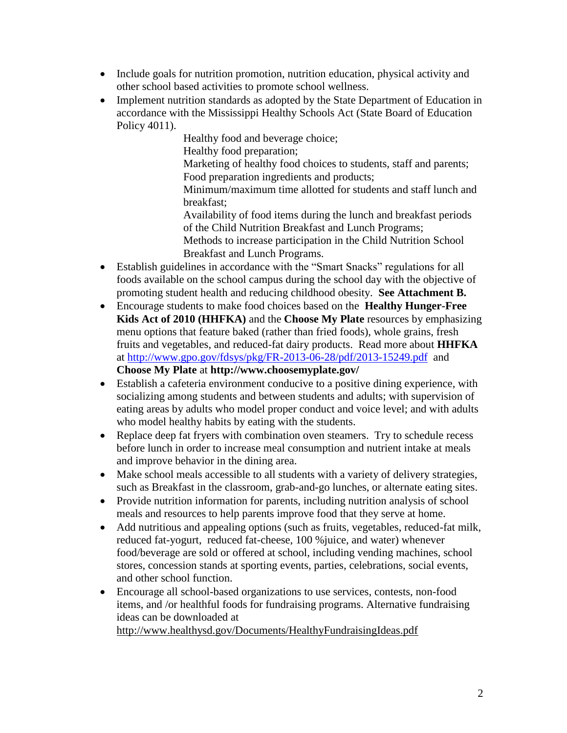- Include goals for nutrition promotion, nutrition education, physical activity and other school based activities to promote school wellness.
- Implement nutrition standards as adopted by the State Department of Education in accordance with the Mississippi Healthy Schools Act (State Board of Education Policy 4011).
  - Healthy food and beverage choice;
  - Healthy food preparation;
  - Marketing of healthy food choices to students, staff and parents;
  - Food preparation ingredients and products;
  - Minimum/maximum time allotted for students and staff lunch and breakfast;
  - Availability of food items during the lunch and breakfast periods of the Child Nutrition Breakfast and Lunch Programs;
  - Methods to increase participation in the Child Nutrition School Breakfast and Lunch Programs.
- Establish guidelines in accordance with the "Smart Snacks" regulations for all foods available on the school campus during the school day with the objective of promoting student health and reducing childhood obesity. **See Attachment B.**
- Encourage students to make food choices based on the **Healthy Hunger-Free Kids Act of 2010 (HHFKA)** and the **Choose My Plate** resources by emphasizing menu options that feature baked (rather than fried foods), whole grains, fresh fruits and vegetables, and reduced-fat dairy products. Read more about **HHFKA** at http://www.gpo.gov/fdsys/pkg/FR-2013-06-28/pdf/2013-15249.pdf and **Choose My Plate** at **http://www.choosemyplate.gov/**
- Establish a cafeteria environment conducive to a positive dining experience, with socializing among students and between students and adults; with supervision of eating areas by adults who model proper conduct and voice level; and with adults who model healthy habits by eating with the students.
- Replace deep fat fryers with combination oven steamers. Try to schedule recess before lunch in order to increase meal consumption and nutrient intake at meals and improve behavior in the dining area.
- Make school meals accessible to all students with a variety of delivery strategies, such as Breakfast in the classroom, grab-and-go lunches, or alternate eating sites.
- Provide nutrition information for parents, including nutrition analysis of school meals and resources to help parents improve food that they serve at home.
- Add nutritious and appealing options (such as fruits, vegetables, reduced-fat milk, reduced fat-yogurt, reduced fat-cheese, 100 %juice, and water) whenever food/beverage are sold or offered at school, including vending machines, school stores, concession stands at sporting events, parties, celebrations, social events, and other school function.
- Encourage all school-based organizations to use services, contests, non-food items, and /or healthful foods for fundraising programs. Alternative fundraising ideas can be downloaded at http://www.healthysd.gov/Documents/HealthyFundraisingIdeas.pdf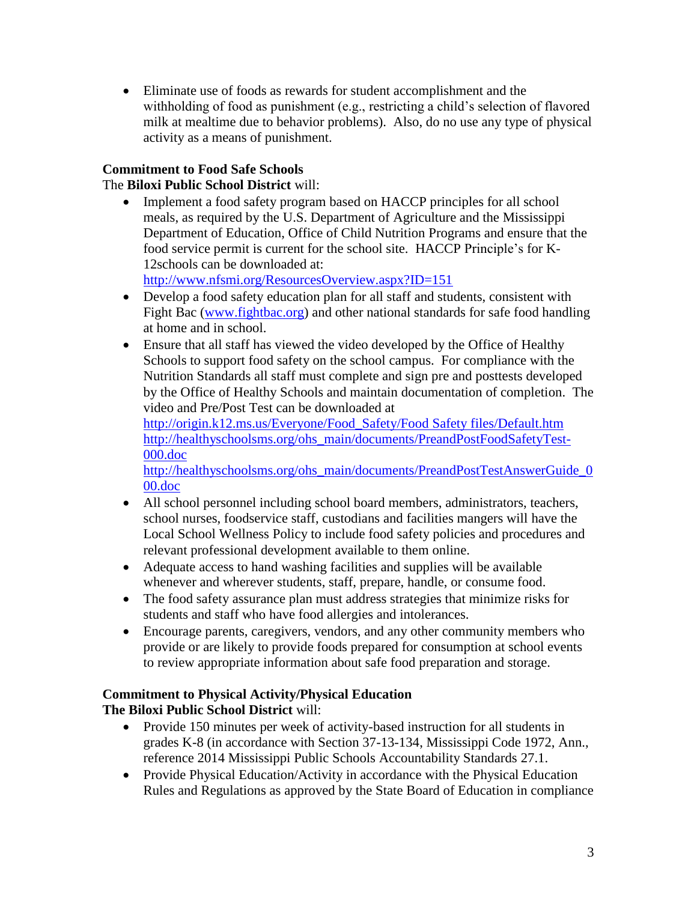- Eliminate use of foods as rewards for student accomplishment and the withholding of food as punishment (e.g., restricting a child's selection of flavored milk at mealtime due to behavior problems). Also, do no use any type of physical activity as a means of punishment.

**Commitment to Food Safe Schools**

The **Biloxi Public School District** will:

- Implement a food safety program based on HACCP principles for all school meals, as required by the U.S. Department of Agriculture and the Mississippi Department of Education, Office of Child Nutrition Programs and ensure that the food service permit is current for the school site. HACCP Principle's for K-12schools can be downloaded at: http://www.nfsmi.org/ResourcesOverview.aspx?ID=151
- Develop a food safety education plan for all staff and students, consistent with Fight Bac (www.fightbac.org) and other national standards for safe food handling at home and in school.
- Ensure that all staff has viewed the video developed by the Office of Healthy Schools to support food safety on the school campus. For compliance with the Nutrition Standards all staff must complete and sign pre and posttests developed by the Office of Healthy Schools and maintain documentation of completion. The video and Pre/Post Test can be downloaded at http://origin.k12.ms.us/Everyone/Food_Safety/Food Safety files/Default.htm http://healthyschoolsms.org/ohs_main/documents/PreandPostFoodSafetyTest-000.doc http://healthyschoolsms.org/ohs_main/documents/PreandPostTestAnswerGuide_000.doc
- All school personnel including school board members, administrators, teachers, school nurses, foodservice staff, custodians and facilities mangers will have the Local School Wellness Policy to include food safety policies and procedures and relevant professional development available to them online.
- Adequate access to hand washing facilities and supplies will be available whenever and wherever students, staff, prepare, handle, or consume food.
- The food safety assurance plan must address strategies that minimize risks for students and staff who have food allergies and intolerances.
- Encourage parents, caregivers, vendors, and any other community members who provide or are likely to provide foods prepared for consumption at school events to review appropriate information about safe food preparation and storage.

**Commitment to Physical Activity/Physical Education**

**The Biloxi Public School District** will:

- Provide 150 minutes per week of activity-based instruction for all students in grades K-8 (in accordance with Section 37-13-134, Mississippi Code 1972, Ann., reference 2014 Mississippi Public Schools Accountability Standards 27.1.
- Provide Physical Education/Activity in accordance with the Physical Education Rules and Regulations as approved by the State Board of Education in compliance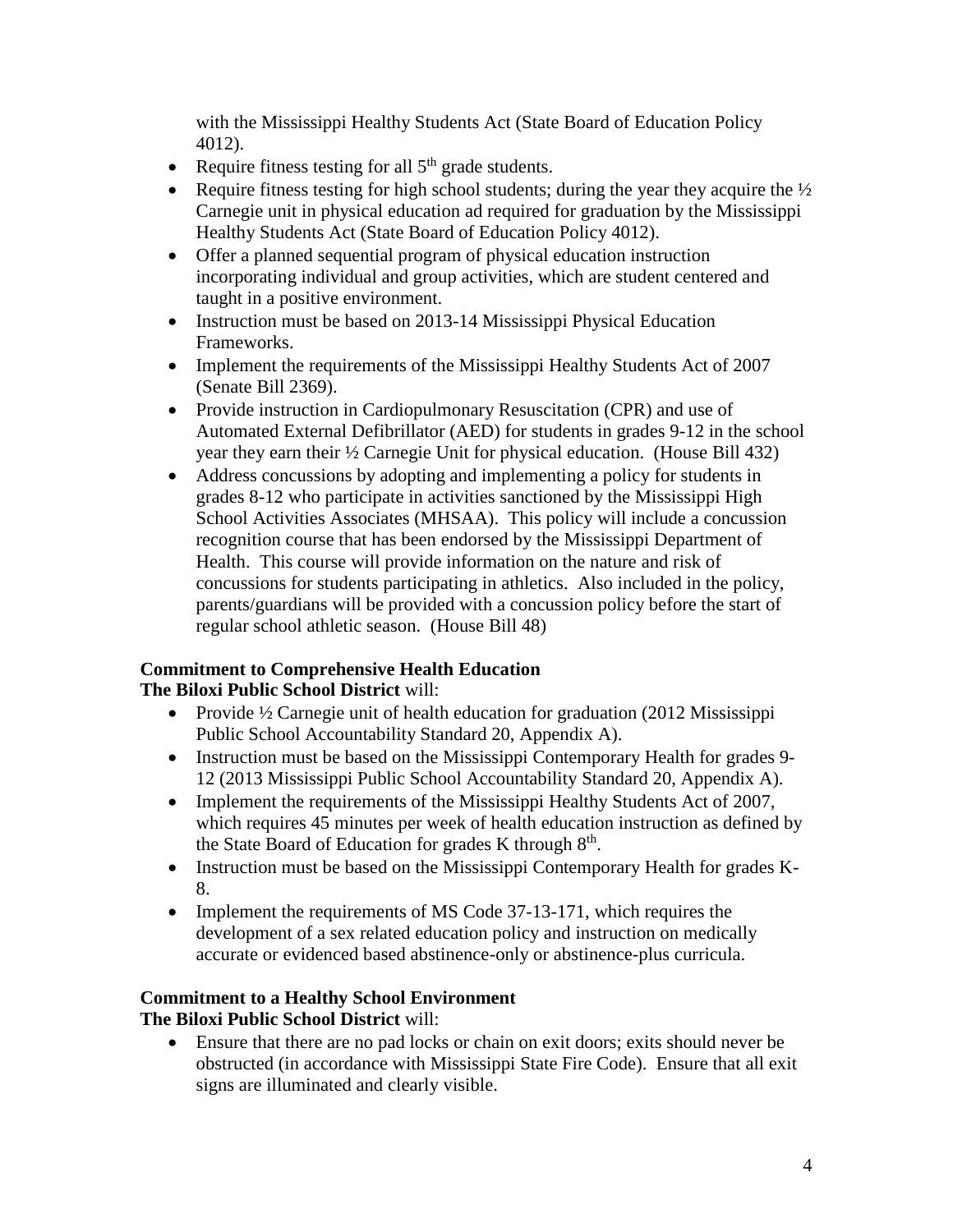with the Mississippi Healthy Students Act (State Board of Education Policy 4012).

- Require fitness testing for all 5th grade students.
- Require fitness testing for high school students; during the year they acquire the ½ Carnegie unit in physical education ad required for graduation by the Mississippi Healthy Students Act (State Board of Education Policy 4012).
- Offer a planned sequential program of physical education instruction incorporating individual and group activities, which are student centered and taught in a positive environment.
- Instruction must be based on 2013-14 Mississippi Physical Education Frameworks.
- Implement the requirements of the Mississippi Healthy Students Act of 2007 (Senate Bill 2369).
- Provide instruction in Cardiopulmonary Resuscitation (CPR) and use of Automated External Defibrillator (AED) for students in grades 9-12 in the school year they earn their ½ Carnegie Unit for physical education. (House Bill 432)
- Address concussions by adopting and implementing a policy for students in grades 8-12 who participate in activities sanctioned by the Mississippi High School Activities Associates (MHSAA). This policy will include a concussion recognition course that has been endorsed by the Mississippi Department of Health. This course will provide information on the nature and risk of concussions for students participating in athletics. Also included in the policy, parents/guardians will be provided with a concussion policy before the start of regular school athletic season. (House Bill 48)

**Commitment to Comprehensive Health Education**
**The Biloxi Public School District** will:

- Provide ½ Carnegie unit of health education for graduation (2012 Mississippi Public School Accountability Standard 20, Appendix A).
- Instruction must be based on the Mississippi Contemporary Health for grades 9-12 (2013 Mississippi Public School Accountability Standard 20, Appendix A).
- Implement the requirements of the Mississippi Healthy Students Act of 2007, which requires 45 minutes per week of health education instruction as defined by the State Board of Education for grades K through 8th.
- Instruction must be based on the Mississippi Contemporary Health for grades K-8.
- Implement the requirements of MS Code 37-13-171, which requires the development of a sex related education policy and instruction on medically accurate or evidenced based abstinence-only or abstinence-plus curricula.

**Commitment to a Healthy School Environment**
**The Biloxi Public School District** will:

- Ensure that there are no pad locks or chain on exit doors; exits should never be obstructed (in accordance with Mississippi State Fire Code). Ensure that all exit signs are illuminated and clearly visible.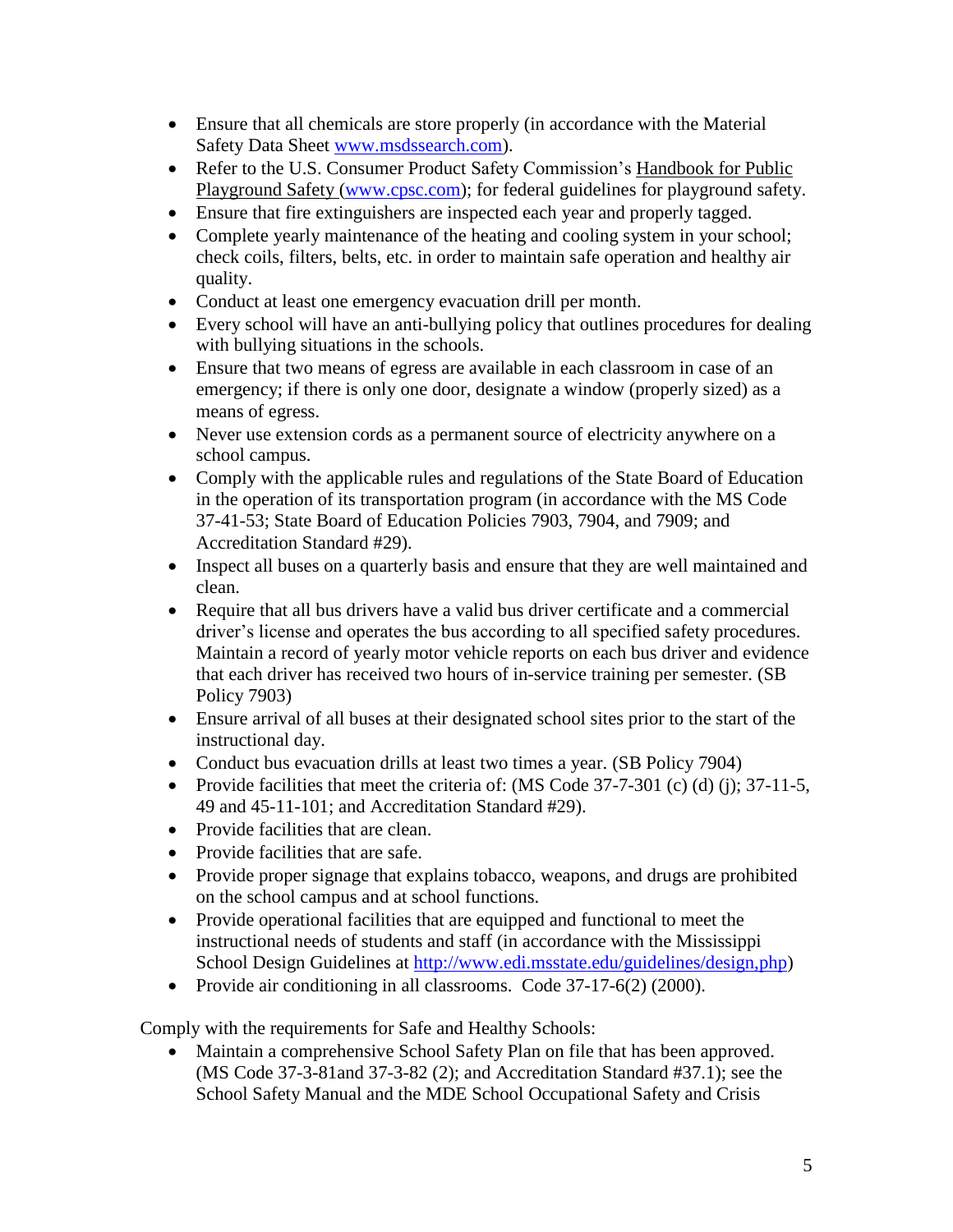- Ensure that all chemicals are store properly (in accordance with the Material Safety Data Sheet www.msdssearch.com).
- Refer to the U.S. Consumer Product Safety Commission's Handbook for Public Playground Safety (www.cpsc.com); for federal guidelines for playground safety.
- Ensure that fire extinguishers are inspected each year and properly tagged.
- Complete yearly maintenance of the heating and cooling system in your school; check coils, filters, belts, etc. in order to maintain safe operation and healthy air quality.
- Conduct at least one emergency evacuation drill per month.
- Every school will have an anti-bullying policy that outlines procedures for dealing with bullying situations in the schools.
- Ensure that two means of egress are available in each classroom in case of an emergency; if there is only one door, designate a window (properly sized) as a means of egress.
- Never use extension cords as a permanent source of electricity anywhere on a school campus.
- Comply with the applicable rules and regulations of the State Board of Education in the operation of its transportation program (in accordance with the MS Code 37-41-53; State Board of Education Policies 7903, 7904, and 7909; and Accreditation Standard #29).
- Inspect all buses on a quarterly basis and ensure that they are well maintained and clean.
- Require that all bus drivers have a valid bus driver certificate and a commercial driver's license and operates the bus according to all specified safety procedures. Maintain a record of yearly motor vehicle reports on each bus driver and evidence that each driver has received two hours of in-service training per semester. (SB Policy 7903)
- Ensure arrival of all buses at their designated school sites prior to the start of the instructional day.
- Conduct bus evacuation drills at least two times a year. (SB Policy 7904)
- Provide facilities that meet the criteria of: (MS Code 37-7-301 (c) (d) (j); 37-11-5, 49 and 45-11-101; and Accreditation Standard #29).
- Provide facilities that are clean.
- Provide facilities that are safe.
- Provide proper signage that explains tobacco, weapons, and drugs are prohibited on the school campus and at school functions.
- Provide operational facilities that are equipped and functional to meet the instructional needs of students and staff (in accordance with the Mississippi School Design Guidelines at http://www.edi.msstate.edu/guidelines/design,php)
- Provide air conditioning in all classrooms. Code 37-17-6(2) (2000).

Comply with the requirements for Safe and Healthy Schools:

- Maintain a comprehensive School Safety Plan on file that has been approved. (MS Code 37-3-81and 37-3-82 (2); and Accreditation Standard #37.1); see the School Safety Manual and the MDE School Occupational Safety and Crisis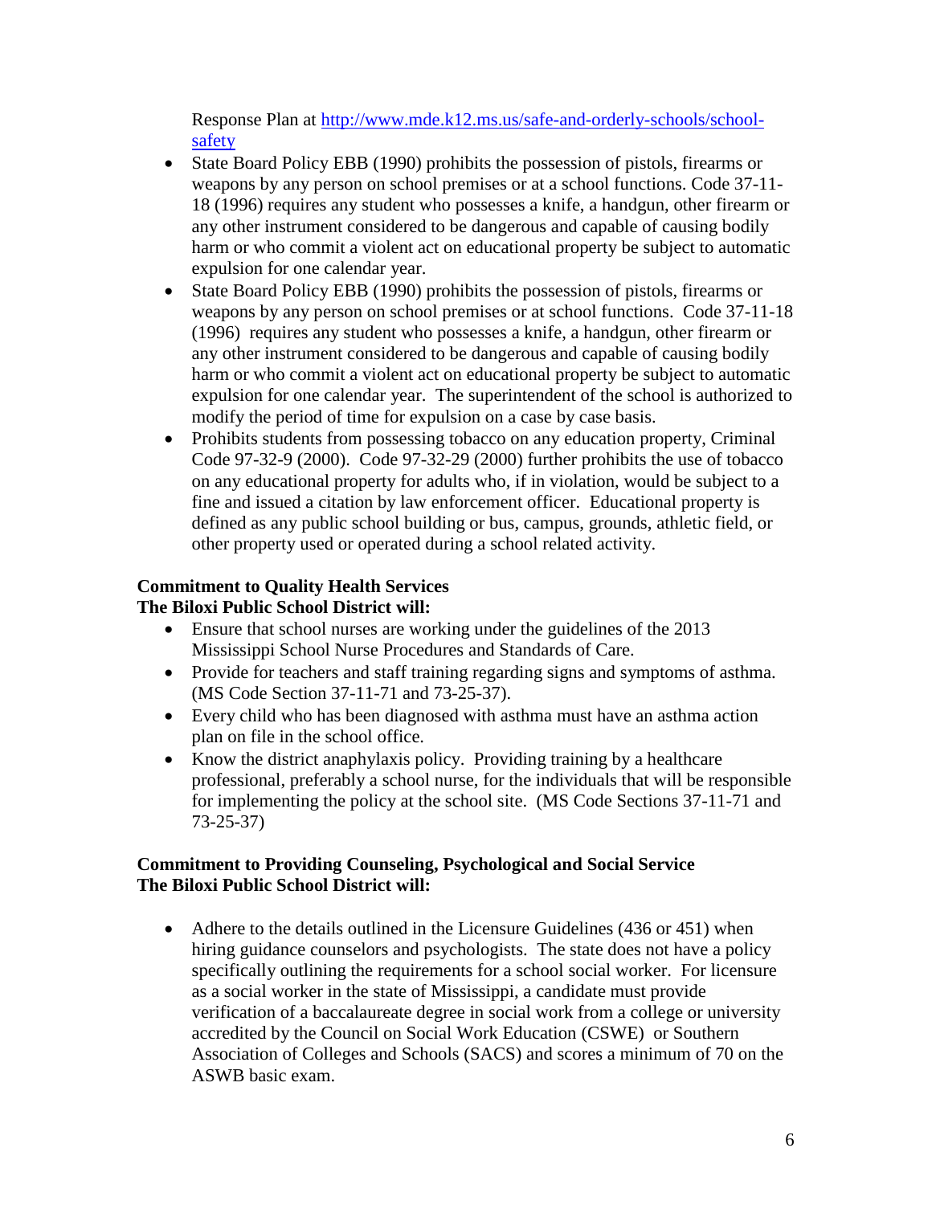Response Plan at [http://www.mde.k12.ms.us/safe-and-orderly-schools/school-safety](http://www.mde.k12.ms.us/safe-and-orderly-schools/school-safety)

- State Board Policy EBB (1990) prohibits the possession of pistols, firearms or weapons by any person on school premises or at a school functions. Code 37-11-18 (1996) requires any student who possesses a knife, a handgun, other firearm or any other instrument considered to be dangerous and capable of causing bodily harm or who commit a violent act on educational property be subject to automatic expulsion for one calendar year.
- State Board Policy EBB (1990) prohibits the possession of pistols, firearms or weapons by any person on school premises or at school functions. Code 37-11-18 (1996) requires any student who possesses a knife, a handgun, other firearm or any other instrument considered to be dangerous and capable of causing bodily harm or who commit a violent act on educational property be subject to automatic expulsion for one calendar year. The superintendent of the school is authorized to modify the period of time for expulsion on a case by case basis.
- Prohibits students from possessing tobacco on any education property, Criminal Code 97-32-9 (2000). Code 97-32-29 (2000) further prohibits the use of tobacco on any educational property for adults who, if in violation, would be subject to a fine and issued a citation by law enforcement officer. Educational property is defined as any public school building or bus, campus, grounds, athletic field, or other property used or operated during a school related activity.

**Commitment to Quality Health Services**
**The Biloxi Public School District will:**

- Ensure that school nurses are working under the guidelines of the 2013 Mississippi School Nurse Procedures and Standards of Care.
- Provide for teachers and staff training regarding signs and symptoms of asthma. (MS Code Section 37-11-71 and 73-25-37).
- Every child who has been diagnosed with asthma must have an asthma action plan on file in the school office.
- Know the district anaphylaxis policy. Providing training by a healthcare professional, preferably a school nurse, for the individuals that will be responsible for implementing the policy at the school site. (MS Code Sections 37-11-71 and 73-25-37)

**Commitment to Providing Counseling, Psychological and Social Service**
**The Biloxi Public School District will:**

- Adhere to the details outlined in the Licensure Guidelines (436 or 451) when hiring guidance counselors and psychologists. The state does not have a policy specifically outlining the requirements for a school social worker. For licensure as a social worker in the state of Mississippi, a candidate must provide verification of a baccalaureate degree in social work from a college or university accredited by the Council on Social Work Education (CSWE) or Southern Association of Colleges and Schools (SACS) and scores a minimum of 70 on the ASWB basic exam.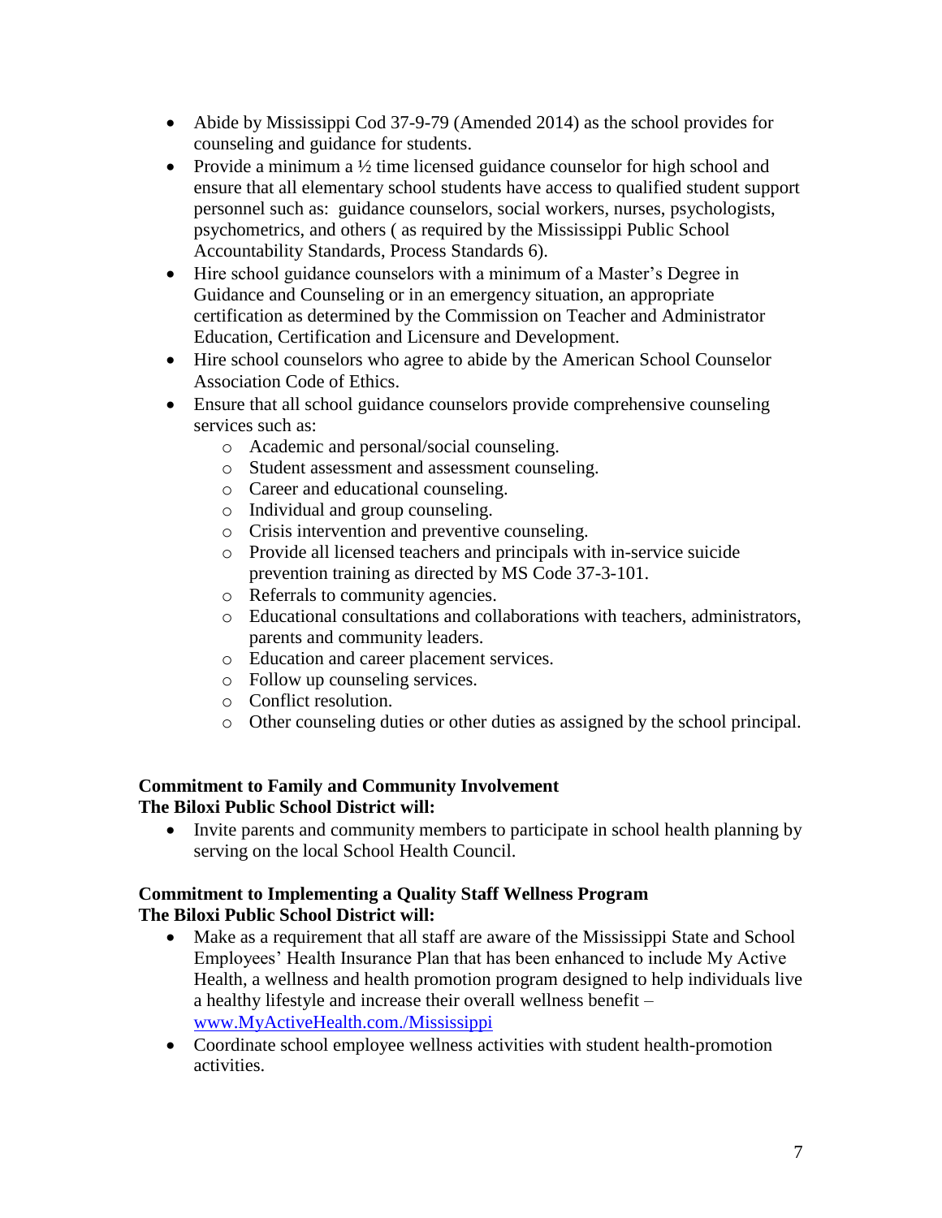- Abide by Mississippi Cod 37-9-79 (Amended 2014) as the school provides for counseling and guidance for students.
- Provide a minimum a ½ time licensed guidance counselor for high school and ensure that all elementary school students have access to qualified student support personnel such as: guidance counselors, social workers, nurses, psychologists, psychometrics, and others ( as required by the Mississippi Public School Accountability Standards, Process Standards 6).
- Hire school guidance counselors with a minimum of a Master's Degree in Guidance and Counseling or in an emergency situation, an appropriate certification as determined by the Commission on Teacher and Administrator Education, Certification and Licensure and Development.
- Hire school counselors who agree to abide by the American School Counselor Association Code of Ethics.
- Ensure that all school guidance counselors provide comprehensive counseling services such as:
    - Academic and personal/social counseling.
    - Student assessment and assessment counseling.
    - Career and educational counseling.
    - Individual and group counseling.
    - Crisis intervention and preventive counseling.
    - Provide all licensed teachers and principals with in-service suicide prevention training as directed by MS Code 37-3-101.
    - Referrals to community agencies.
    - Educational consultations and collaborations with teachers, administrators, parents and community leaders.
    - Education and career placement services.
    - Follow up counseling services.
    - Conflict resolution.
    - Other counseling duties or other duties as assigned by the school principal.

**Commitment to Family and Community Involvement**
**The Biloxi Public School District will:**

- Invite parents and community members to participate in school health planning by serving on the local School Health Council.

**Commitment to Implementing a Quality Staff Wellness Program**
**The Biloxi Public School District will:**

- Make as a requirement that all staff are aware of the Mississippi State and School Employees' Health Insurance Plan that has been enhanced to include My Active Health, a wellness and health promotion program designed to help individuals live a healthy lifestyle and increase their overall wellness benefit – www.MyActiveHealth.com./Mississippi
- Coordinate school employee wellness activities with student health-promotion activities.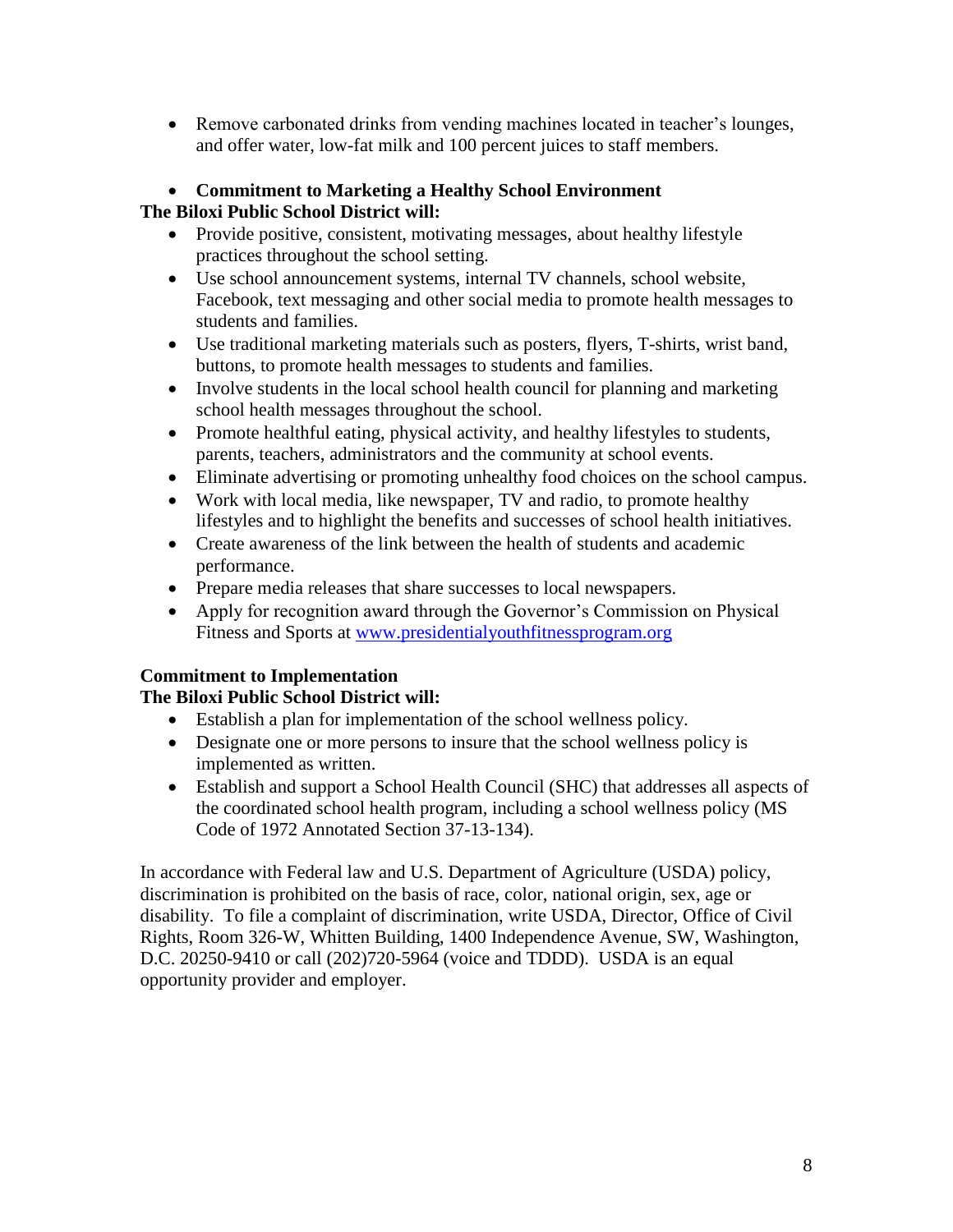- Remove carbonated drinks from vending machines located in teacher's lounges, and offer water, low-fat milk and 100 percent juices to staff members.

- **Commitment to Marketing a Healthy School Environment**

**The Biloxi Public School District will:**

- Provide positive, consistent, motivating messages, about healthy lifestyle practices throughout the school setting.
- Use school announcement systems, internal TV channels, school website, Facebook, text messaging and other social media to promote health messages to students and families.
- Use traditional marketing materials such as posters, flyers, T-shirts, wrist band, buttons, to promote health messages to students and families.
- Involve students in the local school health council for planning and marketing school health messages throughout the school.
- Promote healthful eating, physical activity, and healthy lifestyles to students, parents, teachers, administrators and the community at school events.
- Eliminate advertising or promoting unhealthy food choices on the school campus.
- Work with local media, like newspaper, TV and radio, to promote healthy lifestyles and to highlight the benefits and successes of school health initiatives.
- Create awareness of the link between the health of students and academic performance.
- Prepare media releases that share successes to local newspapers.
- Apply for recognition award through the Governor's Commission on Physical Fitness and Sports at www.presidentialyouthfitnessprogram.org

**Commitment to Implementation**

**The Biloxi Public School District will:**

- Establish a plan for implementation of the school wellness policy.
- Designate one or more persons to insure that the school wellness policy is implemented as written.
- Establish and support a School Health Council (SHC) that addresses all aspects of the coordinated school health program, including a school wellness policy (MS Code of 1972 Annotated Section 37-13-134).

In accordance with Federal law and U.S. Department of Agriculture (USDA) policy, discrimination is prohibited on the basis of race, color, national origin, sex, age or disability. To file a complaint of discrimination, write USDA, Director, Office of Civil Rights, Room 326-W, Whitten Building, 1400 Independence Avenue, SW, Washington, D.C. 20250-9410 or call (202)720-5964 (voice and TDDD). USDA is an equal opportunity provider and employer.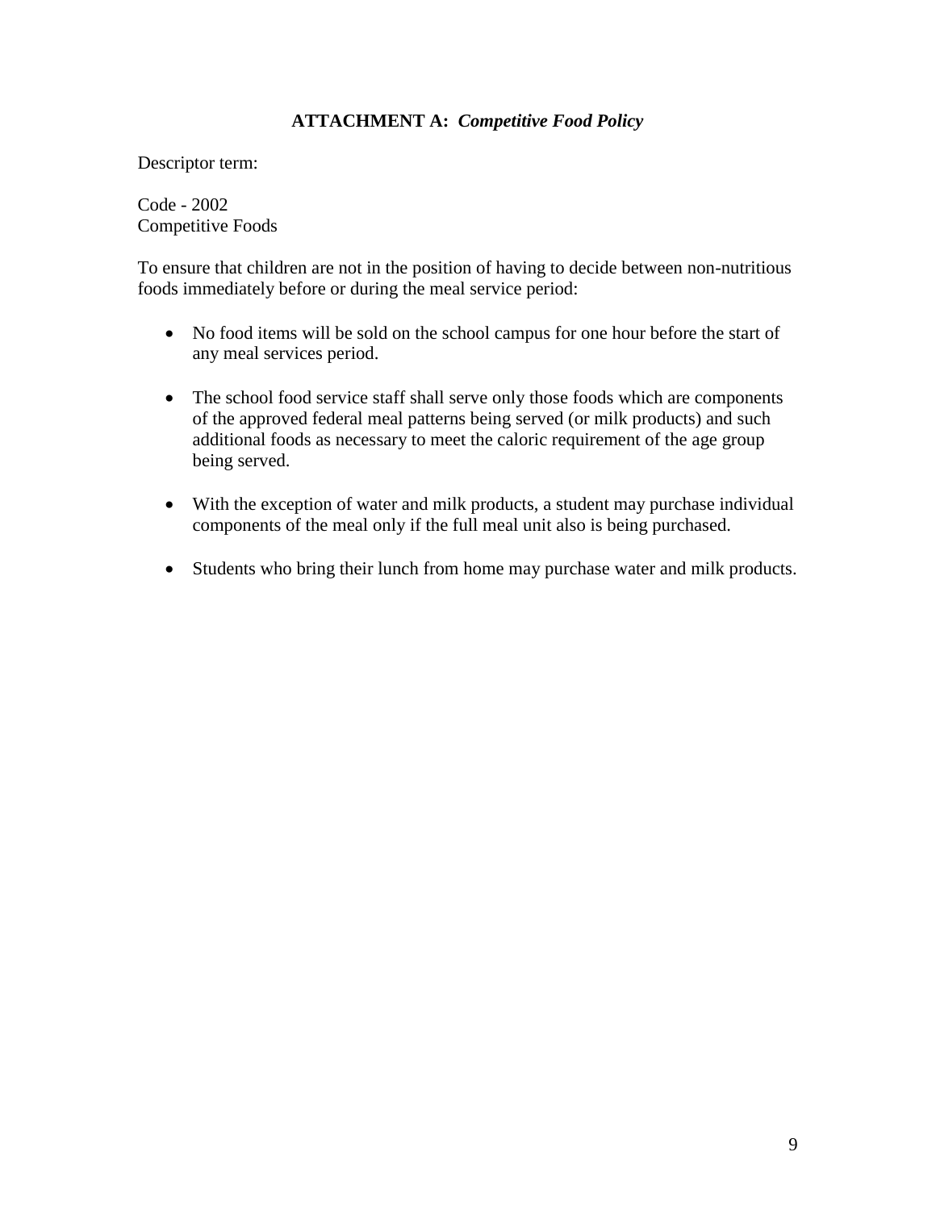## **ATTACHMENT A:** ***Competitive Food Policy***

Descriptor term:

Code - 2002
Competitive Foods

To ensure that children are not in the position of having to decide between non-nutritious foods immediately before or during the meal service period:

- No food items will be sold on the school campus for one hour before the start of any meal services period.
- The school food service staff shall serve only those foods which are components of the approved federal meal patterns being served (or milk products) and such additional foods as necessary to meet the caloric requirement of the age group being served.
- With the exception of water and milk products, a student may purchase individual components of the meal only if the full meal unit also is being purchased.
- Students who bring their lunch from home may purchase water and milk products.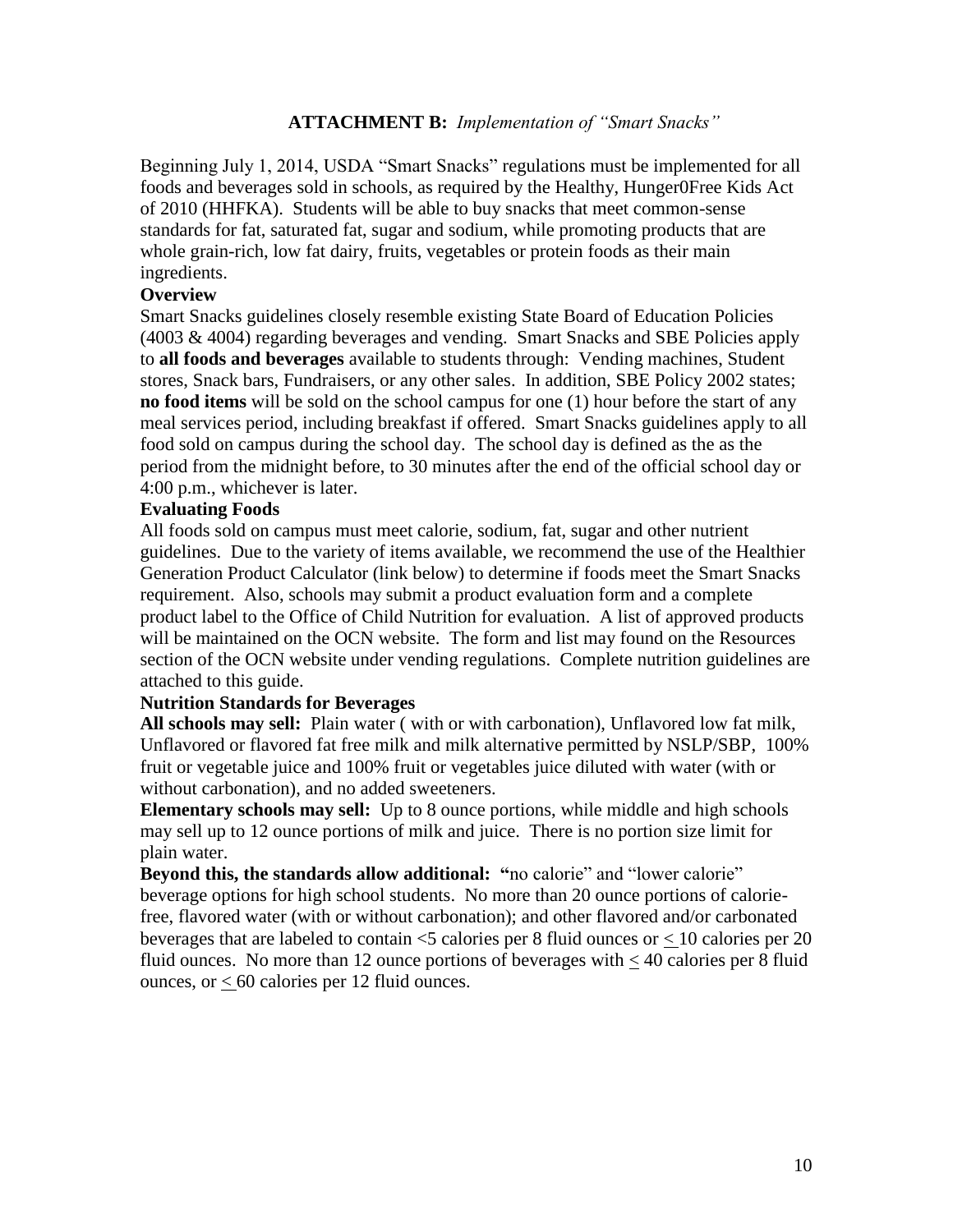**ATTACHMENT B:** *Implementation of "Smart Snacks"*

Beginning July 1, 2014, USDA "Smart Snacks" regulations must be implemented for all foods and beverages sold in schools, as required by the Healthy, Hunger0Free Kids Act of 2010 (HHFKA). Students will be able to buy snacks that meet common-sense standards for fat, saturated fat, sugar and sodium, while promoting products that are whole grain-rich, low fat dairy, fruits, vegetables or protein foods as their main ingredients.

**Overview**

Smart Snacks guidelines closely resemble existing State Board of Education Policies (4003 & 4004) regarding beverages and vending. Smart Snacks and SBE Policies apply to **all foods and beverages** available to students through: Vending machines, Student stores, Snack bars, Fundraisers, or any other sales. In addition, SBE Policy 2002 states; **no food items** will be sold on the school campus for one (1) hour before the start of any meal services period, including breakfast if offered. Smart Snacks guidelines apply to all food sold on campus during the school day. The school day is defined as the as the period from the midnight before, to 30 minutes after the end of the official school day or 4:00 p.m., whichever is later.

**Evaluating Foods**

All foods sold on campus must meet calorie, sodium, fat, sugar and other nutrient guidelines. Due to the variety of items available, we recommend the use of the Healthier Generation Product Calculator (link below) to determine if foods meet the Smart Snacks requirement. Also, schools may submit a product evaluation form and a complete product label to the Office of Child Nutrition for evaluation. A list of approved products will be maintained on the OCN website. The form and list may found on the Resources section of the OCN website under vending regulations. Complete nutrition guidelines are attached to this guide.

**Nutrition Standards for Beverages**

**All schools may sell:** Plain water ( with or with carbonation), Unflavored low fat milk, Unflavored or flavored fat free milk and milk alternative permitted by NSLP/SBP, 100% fruit or vegetable juice and 100% fruit or vegetables juice diluted with water (with or without carbonation), and no added sweeteners.

**Elementary schools may sell:** Up to 8 ounce portions, while middle and high schools may sell up to 12 ounce portions of milk and juice. There is no portion size limit for plain water.

**Beyond this, the standards allow additional: "**no calorie" and "lower calorie" beverage options for high school students. No more than 20 ounce portions of calorie-free, flavored water (with or without carbonation); and other flavored and/or carbonated beverages that are labeled to contain <5 calories per 8 fluid ounces or ≤ 10 calories per 20 fluid ounces. No more than 12 ounce portions of beverages with ≤ 40 calories per 8 fluid ounces, or ≤ 60 calories per 12 fluid ounces.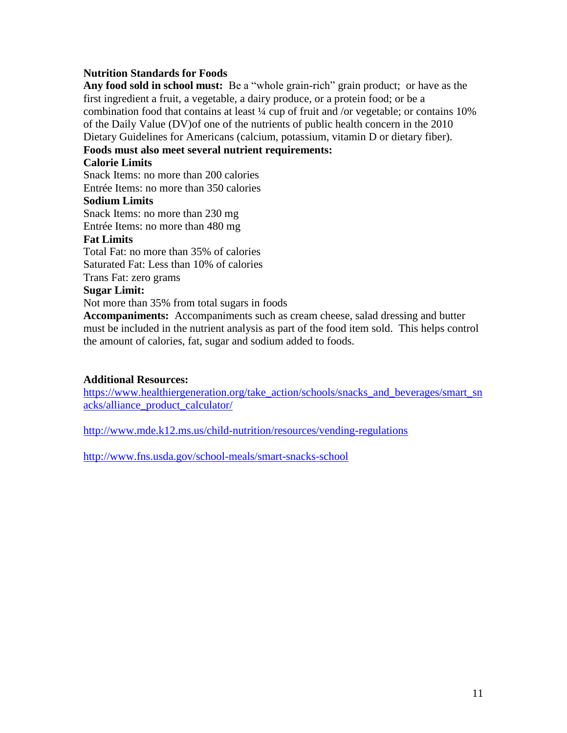**Nutrition Standards for Foods**

**Any food sold in school must:** Be a "whole grain-rich" grain product; or have as the first ingredient a fruit, a vegetable, a dairy produce, or a protein food; or be a combination food that contains at least ¼ cup of fruit and /or vegetable; or contains 10% of the Daily Value (DV)of one of the nutrients of public health concern in the 2010 Dietary Guidelines for Americans (calcium, potassium, vitamin D or dietary fiber).

**Foods must also meet several nutrient requirements:**

**Calorie Limits**

Snack Items: no more than 200 calories
Entrée Items: no more than 350 calories

**Sodium Limits**

Snack Items: no more than 230 mg
Entrée Items: no more than 480 mg

**Fat Limits**

Total Fat: no more than 35% of calories
Saturated Fat: Less than 10% of calories
Trans Fat: zero grams

**Sugar Limit:**

Not more than 35% from total sugars in foods

**Accompaniments:** Accompaniments such as cream cheese, salad dressing and butter must be included in the nutrient analysis as part of the food item sold. This helps control the amount of calories, fat, sugar and sodium added to foods.

**Additional Resources:**

https://www.healthiergeneration.org/take_action/schools/snacks_and_beverages/smart_snacks/alliance_product_calculator/

http://www.mde.k12.ms.us/child-nutrition/resources/vending-regulations

http://www.fns.usda.gov/school-meals/smart-snacks-school